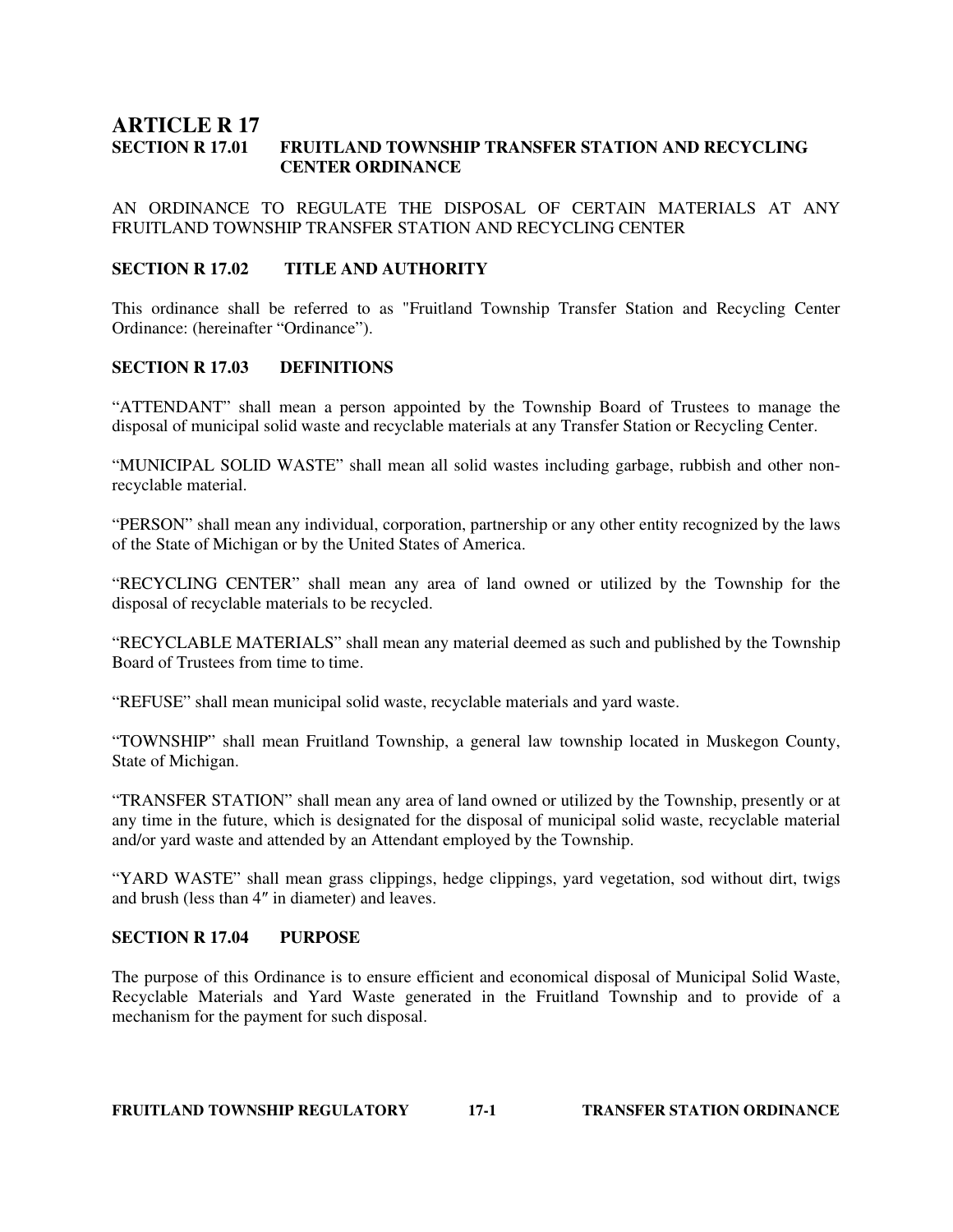# ARTICLE R 17

## SECTION R 17.01 FRUITLAND TOWNSHIP TRANSFER STATION AND RECYCLING CENTER ORDINANCE

AN ORDINANCE TO REGULATE THE DISPOSAL OF CERTAIN MATERIALS AT ANY FRUITLAND TOWNSHIP TRANSFER STATION AND RECYCLING CENTER

## SECTION R 17.02 TITLE AND AUTHORITY

This ordinance shall be referred to as "Fruitland Township Transfer Station and Recycling Center Ordinance: (hereinafter “Ordinance”).

## SECTION R 17.03 DEFINITIONS

“ATTENDANT” shall mean a person appointed by the Township Board of Trustees to manage the disposal of municipal solid waste and recyclable materials at any Transfer Station or Recycling Center.

“MUNICIPAL SOLID WASTE” shall mean all solid wastes including garbage, rubbish and other non-recyclable material.

“PERSON” shall mean any individual, corporation, partnership or any other entity recognized by the laws of the State of Michigan or by the United States of America.

“RECYCLING CENTER” shall mean any area of land owned or utilized by the Township for the disposal of recyclable materials to be recycled.

“RECYCLABLE MATERIALS” shall mean any material deemed as such and published by the Township Board of Trustees from time to time.

“REFUSE” shall mean municipal solid waste, recyclable materials and yard waste.

“TOWNSHIP” shall mean Fruitland Township, a general law township located in Muskegon County, State of Michigan.

“TRANSFER STATION” shall mean any area of land owned or utilized by the Township, presently or at any time in the future, which is designated for the disposal of municipal solid waste, recyclable material and/or yard waste and attended by an Attendant employed by the Township.

“YARD WASTE” shall mean grass clippings, hedge clippings, yard vegetation, sod without dirt, twigs and brush (less than 4″ in diameter) and leaves.

## SECTION R 17.04 PURPOSE

The purpose of this Ordinance is to ensure efficient and economical disposal of Municipal Solid Waste, Recyclable Materials and Yard Waste generated in the Fruitland Township and to provide of a mechanism for the payment for such disposal.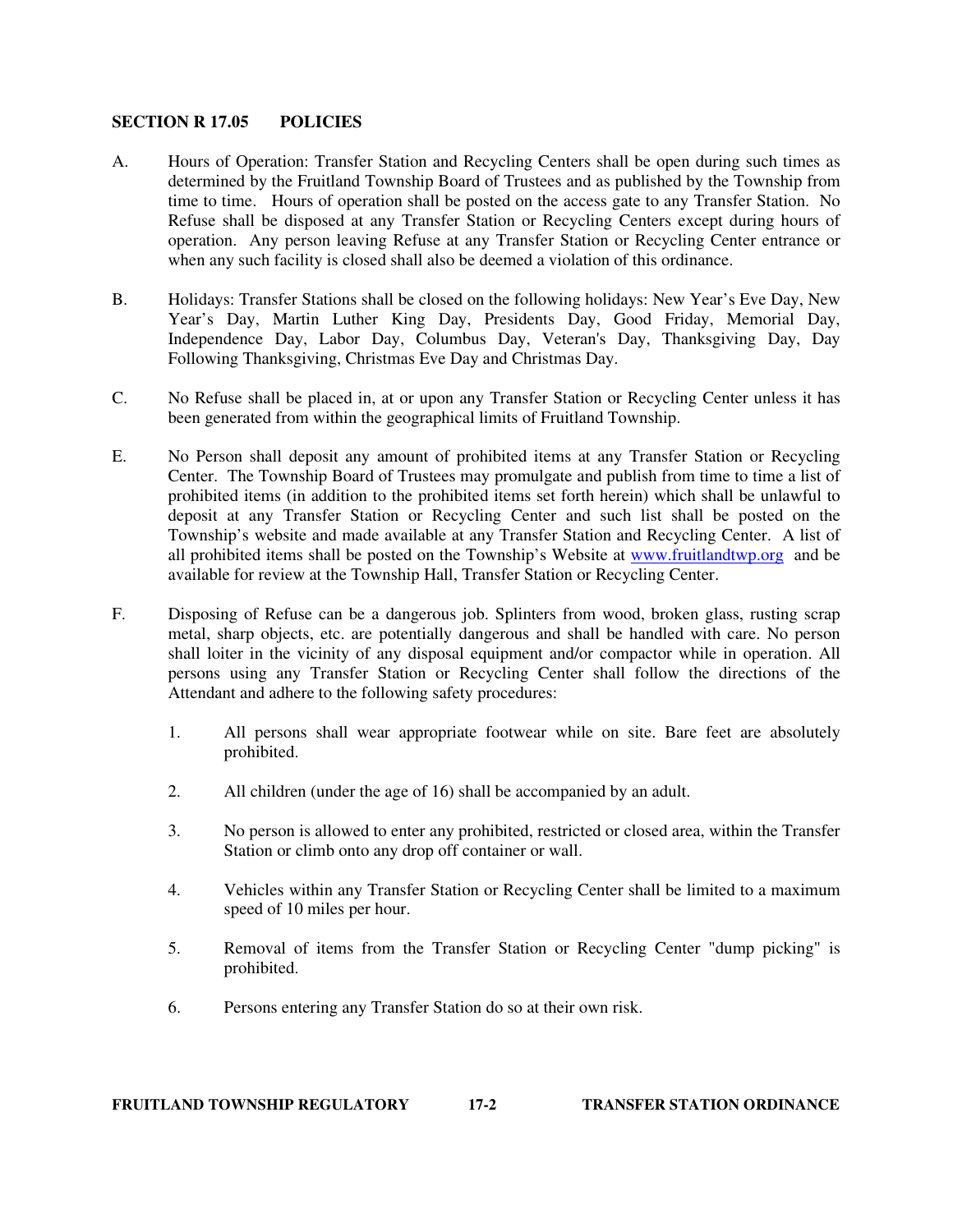## SECTION R 17.05 POLICIES

A. Hours of Operation: Transfer Station and Recycling Centers shall be open during such times as determined by the Fruitland Township Board of Trustees and as published by the Township from time to time. Hours of operation shall be posted on the access gate to any Transfer Station. No Refuse shall be disposed at any Transfer Station or Recycling Centers except during hours of operation. Any person leaving Refuse at any Transfer Station or Recycling Center entrance or when any such facility is closed shall also be deemed a violation of this ordinance.

B. Holidays: Transfer Stations shall be closed on the following holidays: New Year's Eve Day, New Year's Day, Martin Luther King Day, Presidents Day, Good Friday, Memorial Day, Independence Day, Labor Day, Columbus Day, Veteran's Day, Thanksgiving Day, Day Following Thanksgiving, Christmas Eve Day and Christmas Day.

C. No Refuse shall be placed in, at or upon any Transfer Station or Recycling Center unless it has been generated from within the geographical limits of Fruitland Township.

E. No Person shall deposit any amount of prohibited items at any Transfer Station or Recycling Center. The Township Board of Trustees may promulgate and publish from time to time a list of prohibited items (in addition to the prohibited items set forth herein) which shall be unlawful to deposit at any Transfer Station or Recycling Center and such list shall be posted on the Township's website and made available at any Transfer Station and Recycling Center. A list of all prohibited items shall be posted on the Township's Website at [www.fruitlandtwp.org](http://www.fruitlandtwp.org) and be available for review at the Township Hall, Transfer Station or Recycling Center.

F. Disposing of Refuse can be a dangerous job. Splinters from wood, broken glass, rusting scrap metal, sharp objects, etc. are potentially dangerous and shall be handled with care. No person shall loiter in the vicinity of any disposal equipment and/or compactor while in operation. All persons using any Transfer Station or Recycling Center shall follow the directions of the Attendant and adhere to the following safety procedures:

1. All persons shall wear appropriate footwear while on site. Bare feet are absolutely prohibited.

2. All children (under the age of 16) shall be accompanied by an adult.

3. No person is allowed to enter any prohibited, restricted or closed area, within the Transfer Station or climb onto any drop off container or wall.

4. Vehicles within any Transfer Station or Recycling Center shall be limited to a maximum speed of 10 miles per hour.

5. Removal of items from the Transfer Station or Recycling Center "dump picking" is prohibited.

6. Persons entering any Transfer Station do so at their own risk.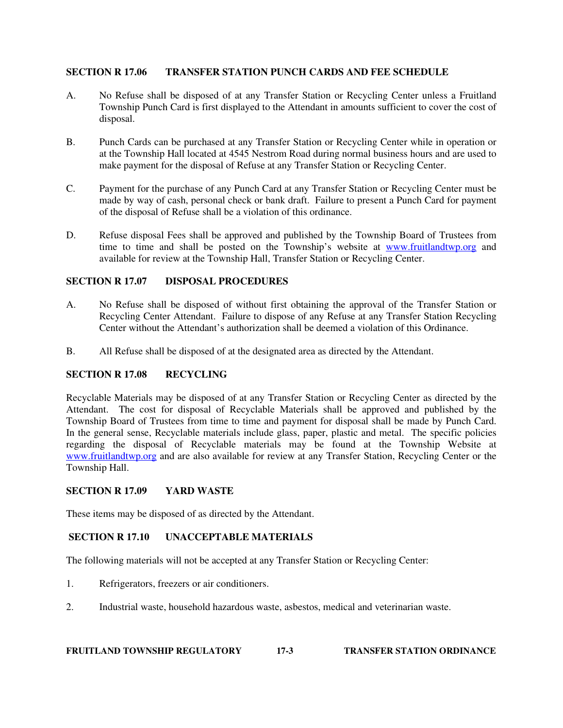**SECTION R 17.06 TRANSFER STATION PUNCH CARDS AND FEE SCHEDULE**

A. No Refuse shall be disposed of at any Transfer Station or Recycling Center unless a Fruitland Township Punch Card is first displayed to the Attendant in amounts sufficient to cover the cost of disposal.

B. Punch Cards can be purchased at any Transfer Station or Recycling Center while in operation or at the Township Hall located at 4545 Nestrom Road during normal business hours and are used to make payment for the disposal of Refuse at any Transfer Station or Recycling Center.

C. Payment for the purchase of any Punch Card at any Transfer Station or Recycling Center must be made by way of cash, personal check or bank draft. Failure to present a Punch Card for payment of the disposal of Refuse shall be a violation of this ordinance.

D. Refuse disposal Fees shall be approved and published by the Township Board of Trustees from time to time and shall be posted on the Township's website at www.fruitlandtwp.org and available for review at the Township Hall, Transfer Station or Recycling Center.

**SECTION R 17.07 DISPOSAL PROCEDURES**

A. No Refuse shall be disposed of without first obtaining the approval of the Transfer Station or Recycling Center Attendant. Failure to dispose of any Refuse at any Transfer Station Recycling Center without the Attendant's authorization shall be deemed a violation of this Ordinance.

B. All Refuse shall be disposed of at the designated area as directed by the Attendant.

**SECTION R 17.08 RECYCLING**

Recyclable Materials may be disposed of at any Transfer Station or Recycling Center as directed by the Attendant. The cost for disposal of Recyclable Materials shall be approved and published by the Township Board of Trustees from time to time and payment for disposal shall be made by Punch Card. In the general sense, Recyclable materials include glass, paper, plastic and metal. The specific policies regarding the disposal of Recyclable materials may be found at the Township Website at www.fruitlandtwp.org and are also available for review at any Transfer Station, Recycling Center or the Township Hall.

**SECTION R 17.09 YARD WASTE**

These items may be disposed of as directed by the Attendant.

**SECTION R 17.10 UNACCEPTABLE MATERIALS**

The following materials will not be accepted at any Transfer Station or Recycling Center:

1. Refrigerators, freezers or air conditioners.

2. Industrial waste, household hazardous waste, asbestos, medical and veterinarian waste.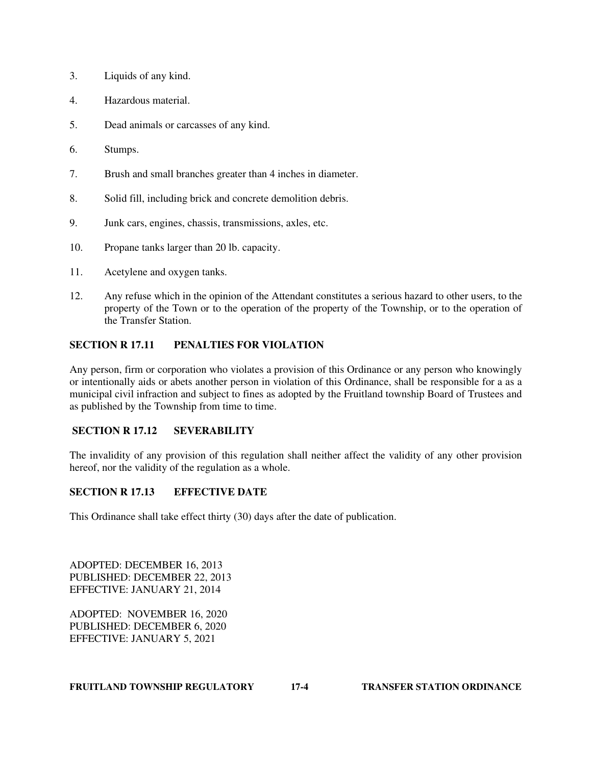3. Liquids of any kind.

4. Hazardous material.

5. Dead animals or carcasses of any kind.

6. Stumps.

7. Brush and small branches greater than 4 inches in diameter.

8. Solid fill, including brick and concrete demolition debris.

9. Junk cars, engines, chassis, transmissions, axles, etc.

10. Propane tanks larger than 20 lb. capacity.

11. Acetylene and oxygen tanks.

12. Any refuse which in the opinion of the Attendant constitutes a serious hazard to other users, to the property of the Town or to the operation of the property of the Township, or to the operation of the Transfer Station.

## SECTION R 17.11 PENALTIES FOR VIOLATION

Any person, firm or corporation who violates a provision of this Ordinance or any person who knowingly or intentionally aids or abets another person in violation of this Ordinance, shall be responsible for a as a municipal civil infraction and subject to fines as adopted by the Fruitland township Board of Trustees and as published by the Township from time to time.

## SECTION R 17.12 SEVERABILITY

The invalidity of any provision of this regulation shall neither affect the validity of any other provision hereof, nor the validity of the regulation as a whole.

## SECTION R 17.13 EFFECTIVE DATE

This Ordinance shall take effect thirty (30) days after the date of publication.

ADOPTED: DECEMBER 16, 2013
PUBLISHED: DECEMBER 22, 2013
EFFECTIVE: JANUARY 21, 2014

ADOPTED: NOVEMBER 16, 2020
PUBLISHED: DECEMBER 6, 2020
EFFECTIVE: JANUARY 5, 2021